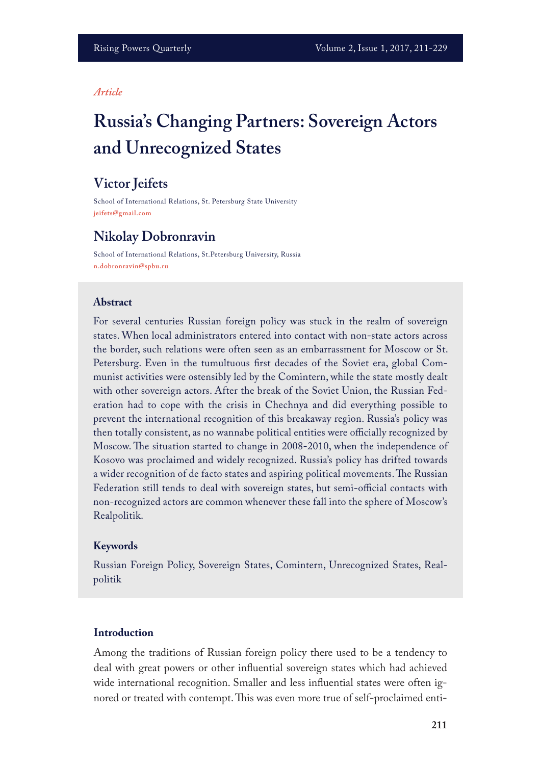*Article*

# Russia's Changing Partners: Sovereign Actors and Unrecognized States

## Victor Jeifets

School of International Relations, St. Petersburg State University
jeifets@gmail.com

## Nikolay Dobronravin

School of International Relations, St.Petersburg University, Russia
n.dobronravin@spbu.ru

### Abstract

For several centuries Russian foreign policy was stuck in the realm of sovereign states. When local administrators entered into contact with non-state actors across the border, such relations were often seen as an embarrassment for Moscow or St. Petersburg. Even in the tumultuous first decades of the Soviet era, global Communist activities were ostensibly led by the Comintern, while the state mostly dealt with other sovereign actors. After the break of the Soviet Union, the Russian Federation had to cope with the crisis in Chechnya and did everything possible to prevent the international recognition of this breakaway region. Russia's policy was then totally consistent, as no wannabe political entities were officially recognized by Moscow. The situation started to change in 2008-2010, when the independence of Kosovo was proclaimed and widely recognized. Russia's policy has drifted towards a wider recognition of de facto states and aspiring political movements. The Russian Federation still tends to deal with sovereign states, but semi-official contacts with non-recognized actors are common whenever these fall into the sphere of Moscow's Realpolitik.

### Keywords

Russian Foreign Policy, Sovereign States, Comintern, Unrecognized States, Realpolitik

### Introduction

Among the traditions of Russian foreign policy there used to be a tendency to deal with great powers or other influential sovereign states which had achieved wide international recognition. Smaller and less influential states were often ignored or treated with contempt. This was even more true of self-proclaimed enti-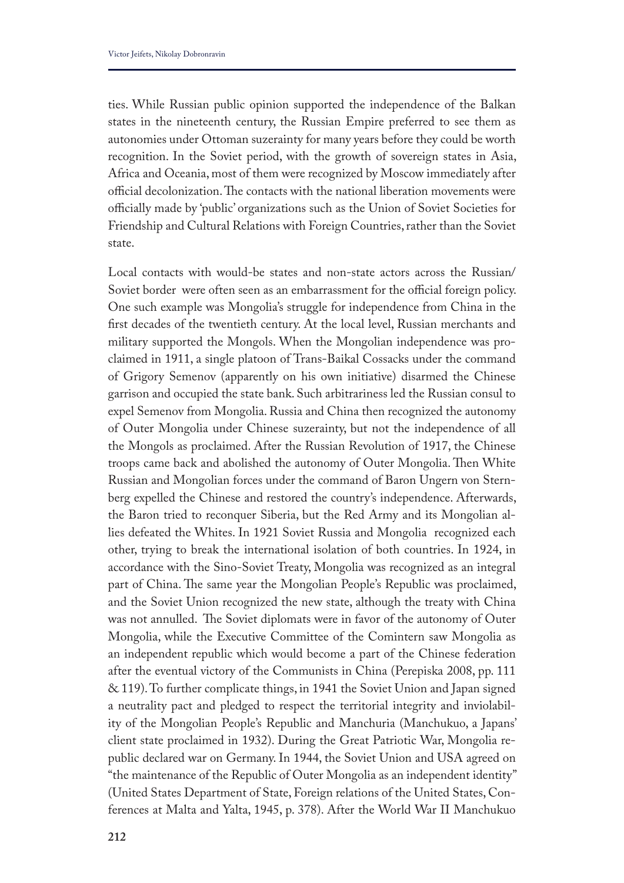ties. While Russian public opinion supported the independence of the Balkan states in the nineteenth century, the Russian Empire preferred to see them as autonomies under Ottoman suzerainty for many years before they could be worth recognition. In the Soviet period, with the growth of sovereign states in Asia, Africa and Oceania, most of them were recognized by Moscow immediately after official decolonization. The contacts with the national liberation movements were officially made by 'public' organizations such as the Union of Soviet Societies for Friendship and Cultural Relations with Foreign Countries, rather than the Soviet state.

Local contacts with would-be states and non-state actors across the Russian/ Soviet border were often seen as an embarrassment for the official foreign policy. One such example was Mongolia's struggle for independence from China in the first decades of the twentieth century. At the local level, Russian merchants and military supported the Mongols. When the Mongolian independence was proclaimed in 1911, a single platoon of Trans-Baikal Cossacks under the command of Grigory Semenov (apparently on his own initiative) disarmed the Chinese garrison and occupied the state bank. Such arbitrariness led the Russian consul to expel Semenov from Mongolia. Russia and China then recognized the autonomy of Outer Mongolia under Chinese suzerainty, but not the independence of all the Mongols as proclaimed. After the Russian Revolution of 1917, the Chinese troops came back and abolished the autonomy of Outer Mongolia. Then White Russian and Mongolian forces under the command of Baron Ungern von Sternberg expelled the Chinese and restored the country's independence. Afterwards, the Baron tried to reconquer Siberia, but the Red Army and its Mongolian allies defeated the Whites. In 1921 Soviet Russia and Mongolia recognized each other, trying to break the international isolation of both countries. In 1924, in accordance with the Sino-Soviet Treaty, Mongolia was recognized as an integral part of China. The same year the Mongolian People's Republic was proclaimed, and the Soviet Union recognized the new state, although the treaty with China was not annulled. The Soviet diplomats were in favor of the autonomy of Outer Mongolia, while the Executive Committee of the Comintern saw Mongolia as an independent republic which would become a part of the Chinese federation after the eventual victory of the Communists in China (Perepiska 2008, pp. 111 & 119). To further complicate things, in 1941 the Soviet Union and Japan signed a neutrality pact and pledged to respect the territorial integrity and inviolability of the Mongolian People's Republic and Manchuria (Manchukuo, a Japans' client state proclaimed in 1932). During the Great Patriotic War, Mongolia republic declared war on Germany. In 1944, the Soviet Union and USA agreed on "the maintenance of the Republic of Outer Mongolia as an independent identity" (United States Department of State, Foreign relations of the United States, Conferences at Malta and Yalta, 1945, p. 378). After the World War II Manchukuo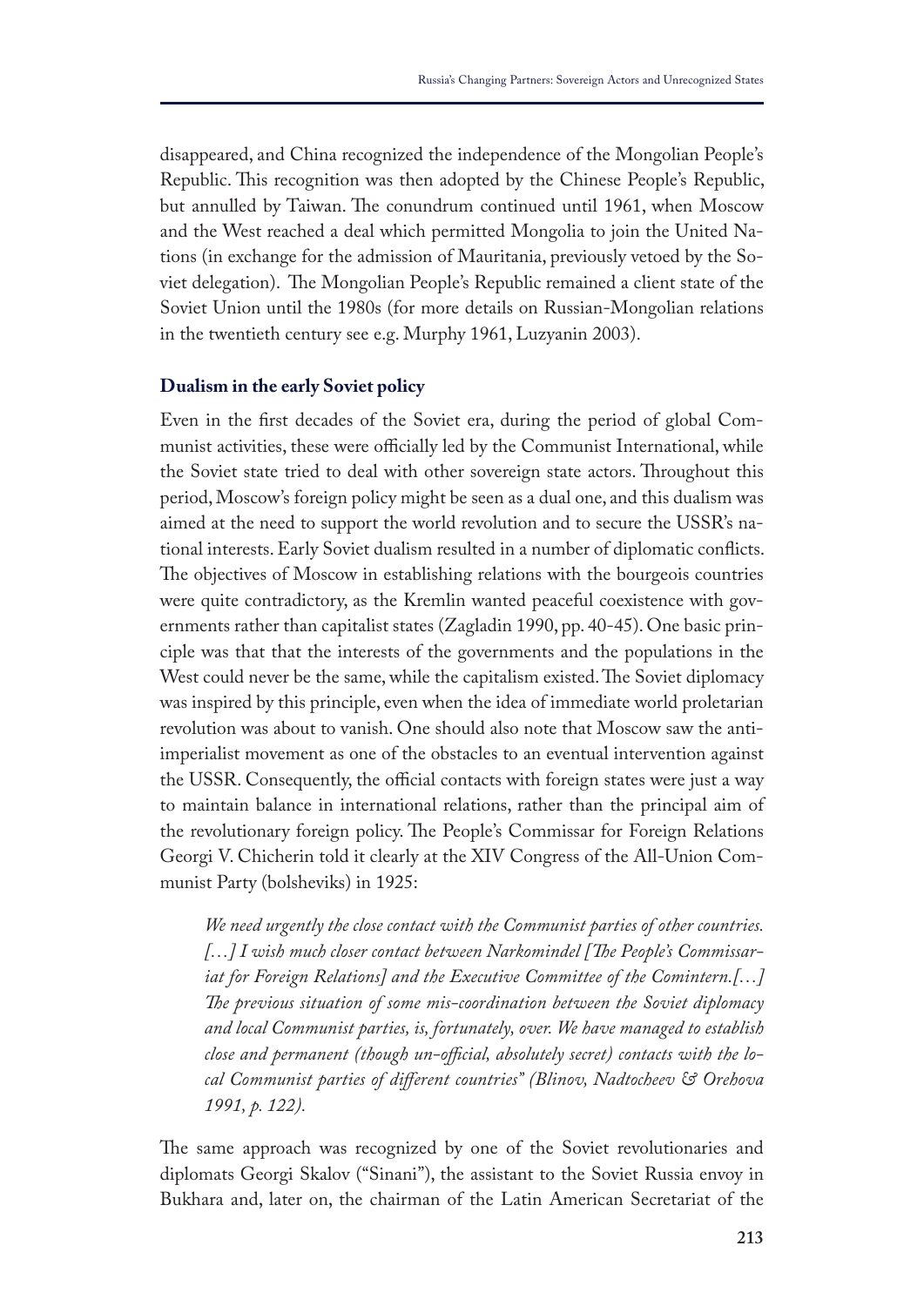disappeared, and China recognized the independence of the Mongolian People's Republic. This recognition was then adopted by the Chinese People's Republic, but annulled by Taiwan. The conundrum continued until 1961, when Moscow and the West reached a deal which permitted Mongolia to join the United Nations (in exchange for the admission of Mauritania, previously vetoed by the Soviet delegation). The Mongolian People's Republic remained a client state of the Soviet Union until the 1980s (for more details on Russian-Mongolian relations in the twentieth century see e.g. Murphy 1961, Luzyanin 2003).

## Dualism in the early Soviet policy

Even in the first decades of the Soviet era, during the period of global Communist activities, these were officially led by the Communist International, while the Soviet state tried to deal with other sovereign state actors. Throughout this period, Moscow's foreign policy might be seen as a dual one, and this dualism was aimed at the need to support the world revolution and to secure the USSR's national interests. Early Soviet dualism resulted in a number of diplomatic conflicts. The objectives of Moscow in establishing relations with the bourgeois countries were quite contradictory, as the Kremlin wanted peaceful coexistence with governments rather than capitalist states (Zagladin 1990, pp. 40-45). One basic principle was that that the interests of the governments and the populations in the West could never be the same, while the capitalism existed. The Soviet diplomacy was inspired by this principle, even when the idea of immediate world proletarian revolution was about to vanish. One should also note that Moscow saw the anti-imperialist movement as one of the obstacles to an eventual intervention against the USSR. Consequently, the official contacts with foreign states were just a way to maintain balance in international relations, rather than the principal aim of the revolutionary foreign policy. The People's Commissar for Foreign Relations Georgi V. Chicherin told it clearly at the XIV Congress of the All-Union Communist Party (bolsheviks) in 1925:

> *We need urgently the close contact with the Communist parties of other countries. […] I wish much closer contact between Narkomindel [The People's Commissariat for Foreign Relations] and the Executive Committee of the Comintern.[…] The previous situation of some mis-coordination between the Soviet diplomacy and local Communist parties, is, fortunately, over. We have managed to establish close and permanent (though un-official, absolutely secret) contacts with the local Communist parties of different countries" (Blinov, Nadtocheev & Orehova 1991, p. 122).*

The same approach was recognized by one of the Soviet revolutionaries and diplomats Georgi Skalov ("Sinani"), the assistant to the Soviet Russia envoy in Bukhara and, later on, the chairman of the Latin American Secretariat of the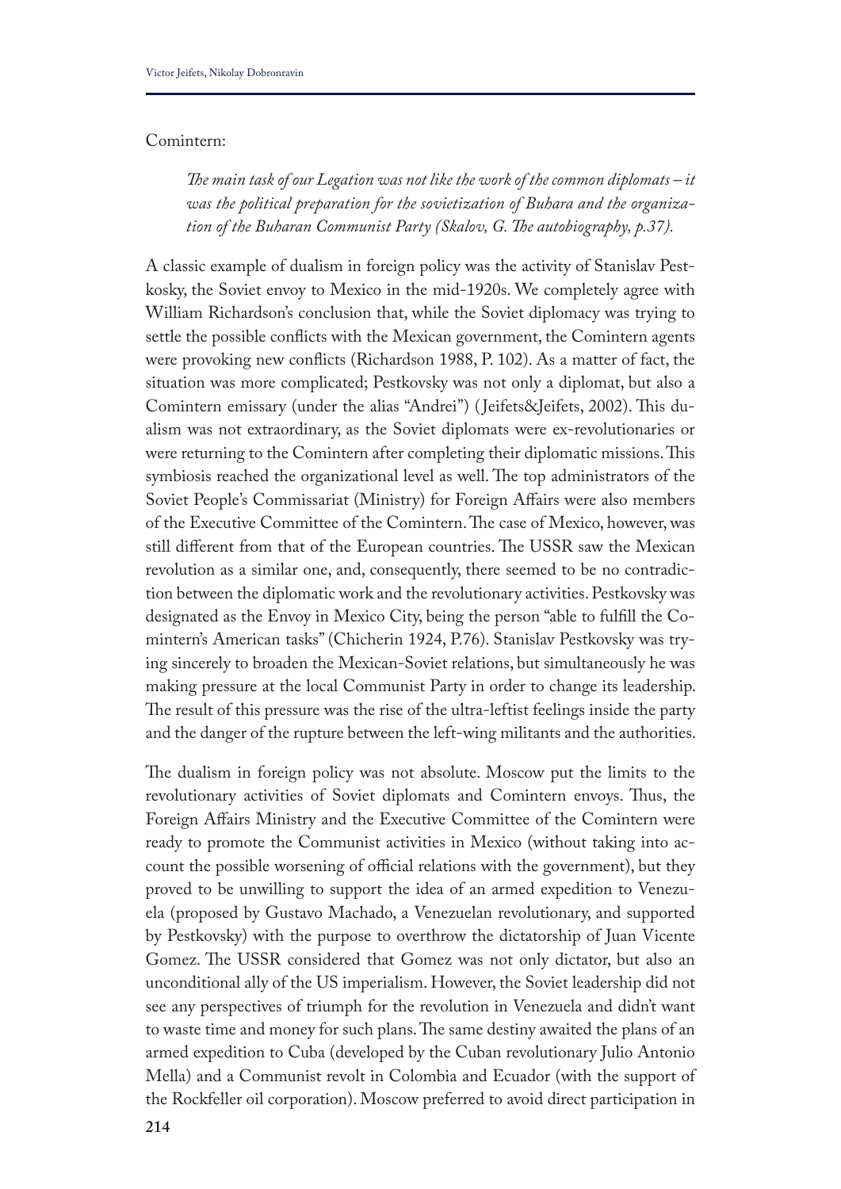Comintern:

> *The main task of our Legation was not like the work of the common diplomats – it was the political preparation for the sovietization of Buhara and the organization of the Buharan Communist Party (Skalov, G. The autobiography, p.37).*

A classic example of dualism in foreign policy was the activity of Stanislav Pestkosky, the Soviet envoy to Mexico in the mid-1920s. We completely agree with William Richardson's conclusion that, while the Soviet diplomacy was trying to settle the possible conflicts with the Mexican government, the Comintern agents were provoking new conflicts (Richardson 1988, P. 102). As a matter of fact, the situation was more complicated; Pestkovsky was not only a diplomat, but also a Comintern emissary (under the alias "Andrei") (Jeifets&Jeifets, 2002). This dualism was not extraordinary, as the Soviet diplomats were ex-revolutionaries or were returning to the Comintern after completing their diplomatic missions. This symbiosis reached the organizational level as well. The top administrators of the Soviet People's Commissariat (Ministry) for Foreign Affairs were also members of the Executive Committee of the Comintern. The case of Mexico, however, was still different from that of the European countries. The USSR saw the Mexican revolution as a similar one, and, consequently, there seemed to be no contradiction between the diplomatic work and the revolutionary activities. Pestkovsky was designated as the Envoy in Mexico City, being the person "able to fulfill the Comintern's American tasks" (Chicherin 1924, P.76). Stanislav Pestkovsky was trying sincerely to broaden the Mexican-Soviet relations, but simultaneously he was making pressure at the local Communist Party in order to change its leadership. The result of this pressure was the rise of the ultra-leftist feelings inside the party and the danger of the rupture between the left-wing militants and the authorities.

The dualism in foreign policy was not absolute. Moscow put the limits to the revolutionary activities of Soviet diplomats and Comintern envoys. Thus, the Foreign Affairs Ministry and the Executive Committee of the Comintern were ready to promote the Communist activities in Mexico (without taking into account the possible worsening of official relations with the government), but they proved to be unwilling to support the idea of an armed expedition to Venezuela (proposed by Gustavo Machado, a Venezuelan revolutionary, and supported by Pestkovsky) with the purpose to overthrow the dictatorship of Juan Vicente Gomez. The USSR considered that Gomez was not only dictator, but also an unconditional ally of the US imperialism. However, the Soviet leadership did not see any perspectives of triumph for the revolution in Venezuela and didn't want to waste time and money for such plans. The same destiny awaited the plans of an armed expedition to Cuba (developed by the Cuban revolutionary Julio Antonio Mella) and a Communist revolt in Colombia and Ecuador (with the support of the Rockfeller oil corporation). Moscow preferred to avoid direct participation in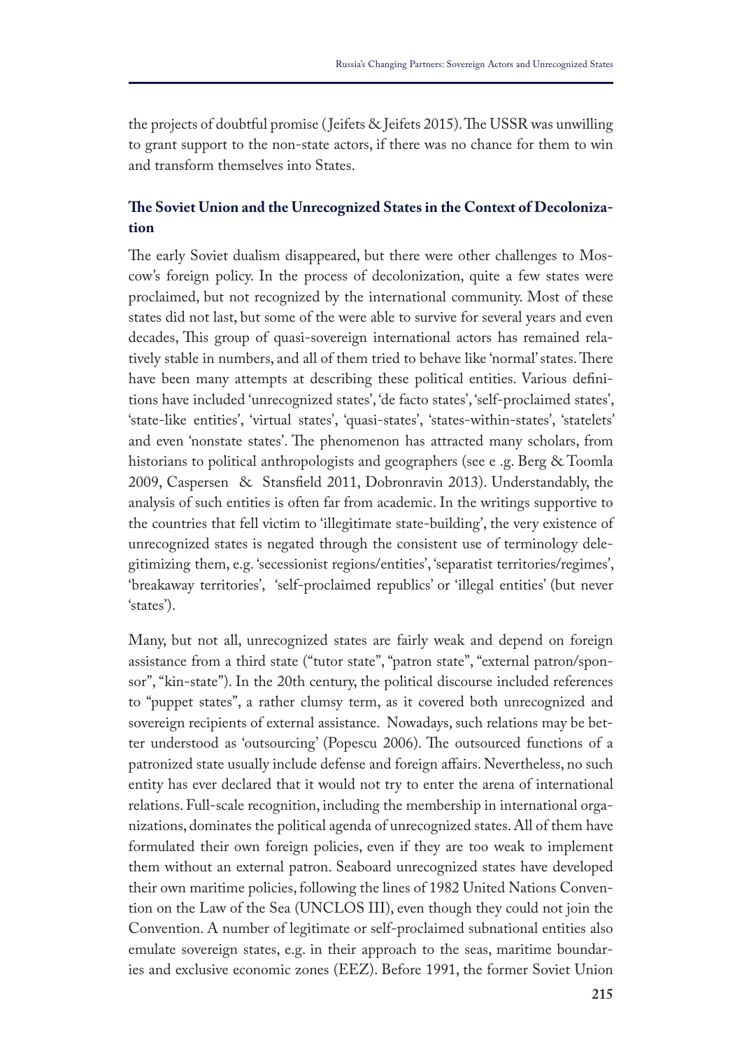the projects of doubtful promise (Jeifets & Jeifets 2015). The USSR was unwilling to grant support to the non-state actors, if there was no chance for them to win and transform themselves into States.

## The Soviet Union and the Unrecognized States in the Context of Decolonization

The early Soviet dualism disappeared, but there were other challenges to Moscow's foreign policy. In the process of decolonization, quite a few states were proclaimed, but not recognized by the international community. Most of these states did not last, but some of the were able to survive for several years and even decades, This group of quasi-sovereign international actors has remained relatively stable in numbers, and all of them tried to behave like 'normal' states. There have been many attempts at describing these political entities. Various definitions have included 'unrecognized states', 'de facto states', 'self-proclaimed states', 'state-like entities', 'virtual states', 'quasi-states', 'states-within-states', 'statelets' and even 'nonstate states'. The phenomenon has attracted many scholars, from historians to political anthropologists and geographers (see e .g. Berg & Toomla 2009, Caspersen & Stansfield 2011, Dobronravin 2013). Understandably, the analysis of such entities is often far from academic. In the writings supportive to the countries that fell victim to 'illegitimate state-building', the very existence of unrecognized states is negated through the consistent use of terminology delegitimizing them, e.g. 'secessionist regions/entities', 'separatist territories/regimes', 'breakaway territories', 'self-proclaimed republics' or 'illegal entities' (but never 'states').

Many, but not all, unrecognized states are fairly weak and depend on foreign assistance from a third state ("tutor state", "patron state", "external patron/sponsor", "kin-state"). In the 20th century, the political discourse included references to "puppet states", a rather clumsy term, as it covered both unrecognized and sovereign recipients of external assistance. Nowadays, such relations may be better understood as 'outsourcing' (Popescu 2006). The outsourced functions of a patronized state usually include defense and foreign affairs. Nevertheless, no such entity has ever declared that it would not try to enter the arena of international relations. Full-scale recognition, including the membership in international organizations, dominates the political agenda of unrecognized states. All of them have formulated their own foreign policies, even if they are too weak to implement them without an external patron. Seaboard unrecognized states have developed their own maritime policies, following the lines of 1982 United Nations Convention on the Law of the Sea (UNCLOS III), even though they could not join the Convention. A number of legitimate or self-proclaimed subnational entities also emulate sovereign states, e.g. in their approach to the seas, maritime boundaries and exclusive economic zones (EEZ). Before 1991, the former Soviet Union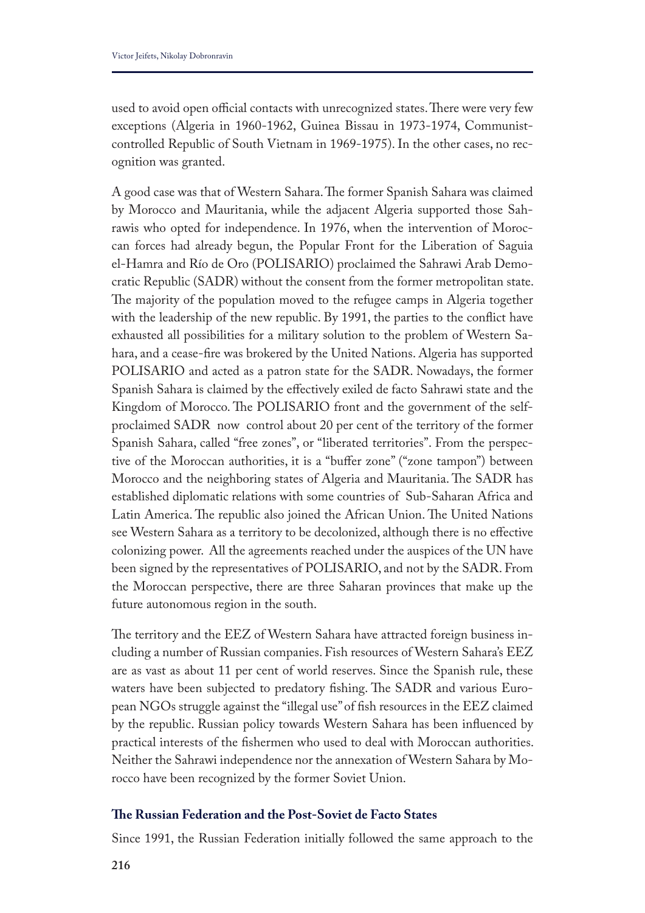used to avoid open official contacts with unrecognized states. There were very few exceptions (Algeria in 1960-1962, Guinea Bissau in 1973-1974, Communist-controlled Republic of South Vietnam in 1969-1975). In the other cases, no recognition was granted.

A good case was that of Western Sahara. The former Spanish Sahara was claimed by Morocco and Mauritania, while the adjacent Algeria supported those Sahrawis who opted for independence. In 1976, when the intervention of Moroccan forces had already begun, the Popular Front for the Liberation of Saguia el-Hamra and Río de Oro (POLISARIO) proclaimed the Sahrawi Arab Democratic Republic (SADR) without the consent from the former metropolitan state. The majority of the population moved to the refugee camps in Algeria together with the leadership of the new republic. By 1991, the parties to the conflict have exhausted all possibilities for a military solution to the problem of Western Sahara, and a cease-fire was brokered by the United Nations. Algeria has supported POLISARIO and acted as a patron state for the SADR. Nowadays, the former Spanish Sahara is claimed by the effectively exiled de facto Sahrawi state and the Kingdom of Morocco. The POLISARIO front and the government of the self-proclaimed SADR now control about 20 per cent of the territory of the former Spanish Sahara, called "free zones", or "liberated territories". From the perspective of the Moroccan authorities, it is a "buffer zone" ("zone tampon") between Morocco and the neighboring states of Algeria and Mauritania. The SADR has established diplomatic relations with some countries of Sub-Saharan Africa and Latin America. The republic also joined the African Union. The United Nations see Western Sahara as a territory to be decolonized, although there is no effective colonizing power. All the agreements reached under the auspices of the UN have been signed by the representatives of POLISARIO, and not by the SADR. From the Moroccan perspective, there are three Saharan provinces that make up the future autonomous region in the south.

The territory and the EEZ of Western Sahara have attracted foreign business including a number of Russian companies. Fish resources of Western Sahara's EEZ are as vast as about 11 per cent of world reserves. Since the Spanish rule, these waters have been subjected to predatory fishing. The SADR and various European NGOs struggle against the "illegal use" of fish resources in the EEZ claimed by the republic. Russian policy towards Western Sahara has been influenced by practical interests of the fishermen who used to deal with Moroccan authorities. Neither the Sahrawi independence nor the annexation of Western Sahara by Morocco have been recognized by the former Soviet Union.

## The Russian Federation and the Post-Soviet de Facto States

Since 1991, the Russian Federation initially followed the same approach to the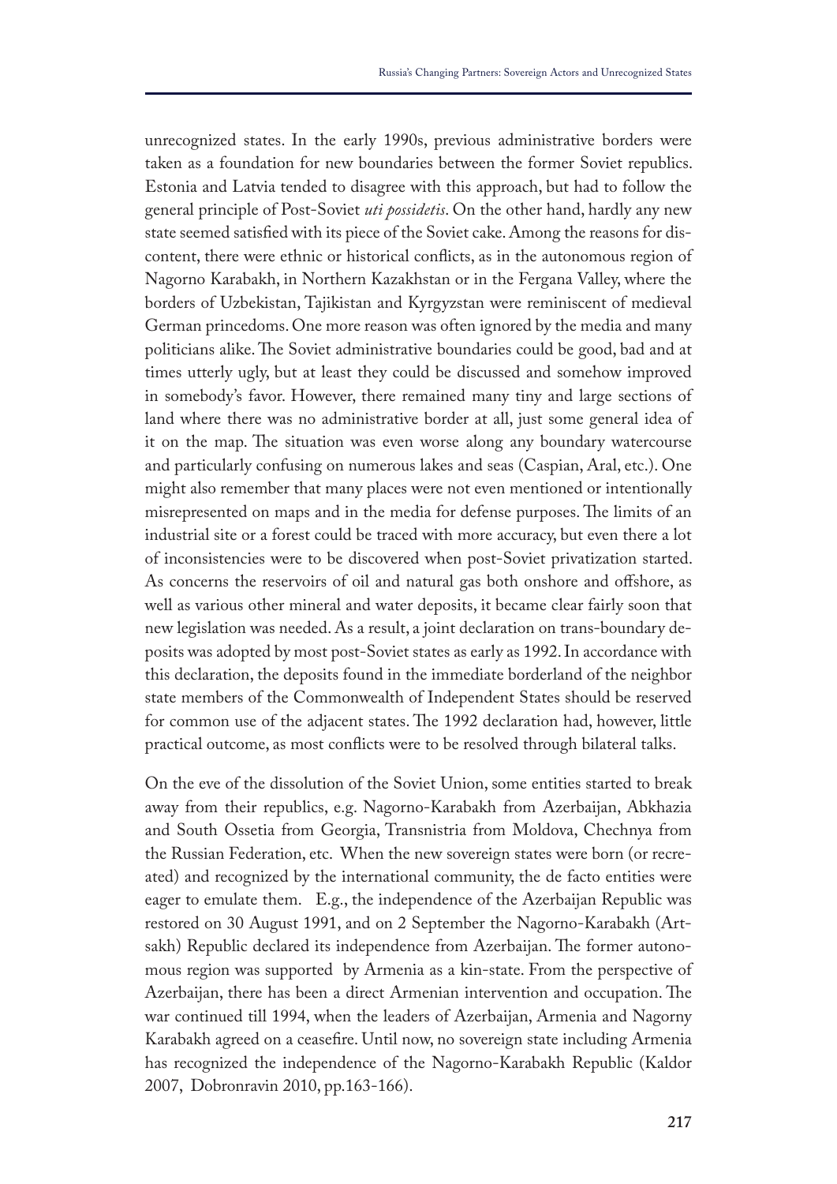unrecognized states. In the early 1990s, previous administrative borders were taken as a foundation for new boundaries between the former Soviet republics. Estonia and Latvia tended to disagree with this approach, but had to follow the general principle of Post-Soviet *uti possidetis*. On the other hand, hardly any new state seemed satisfied with its piece of the Soviet cake. Among the reasons for discontent, there were ethnic or historical conflicts, as in the autonomous region of Nagorno Karabakh, in Northern Kazakhstan or in the Fergana Valley, where the borders of Uzbekistan, Tajikistan and Kyrgyzstan were reminiscent of medieval German princedoms. One more reason was often ignored by the media and many politicians alike. The Soviet administrative boundaries could be good, bad and at times utterly ugly, but at least they could be discussed and somehow improved in somebody's favor. However, there remained many tiny and large sections of land where there was no administrative border at all, just some general idea of it on the map. The situation was even worse along any boundary watercourse and particularly confusing on numerous lakes and seas (Caspian, Aral, etc.). One might also remember that many places were not even mentioned or intentionally misrepresented on maps and in the media for defense purposes. The limits of an industrial site or a forest could be traced with more accuracy, but even there a lot of inconsistencies were to be discovered when post-Soviet privatization started. As concerns the reservoirs of oil and natural gas both onshore and offshore, as well as various other mineral and water deposits, it became clear fairly soon that new legislation was needed. As a result, a joint declaration on trans-boundary deposits was adopted by most post-Soviet states as early as 1992. In accordance with this declaration, the deposits found in the immediate borderland of the neighbor state members of the Commonwealth of Independent States should be reserved for common use of the adjacent states. The 1992 declaration had, however, little practical outcome, as most conflicts were to be resolved through bilateral talks.

On the eve of the dissolution of the Soviet Union, some entities started to break away from their republics, e.g. Nagorno-Karabakh from Azerbaijan, Abkhazia and South Ossetia from Georgia, Transnistria from Moldova, Chechnya from the Russian Federation, etc. When the new sovereign states were born (or recreated) and recognized by the international community, the de facto entities were eager to emulate them. E.g., the independence of the Azerbaijan Republic was restored on 30 August 1991, and on 2 September the Nagorno-Karabakh (Artsakh) Republic declared its independence from Azerbaijan. The former autonomous region was supported by Armenia as a kin-state. From the perspective of Azerbaijan, there has been a direct Armenian intervention and occupation. The war continued till 1994, when the leaders of Azerbaijan, Armenia and Nagorny Karabakh agreed on a ceasefire. Until now, no sovereign state including Armenia has recognized the independence of the Nagorno-Karabakh Republic (Kaldor 2007, Dobronravin 2010, pp.163-166).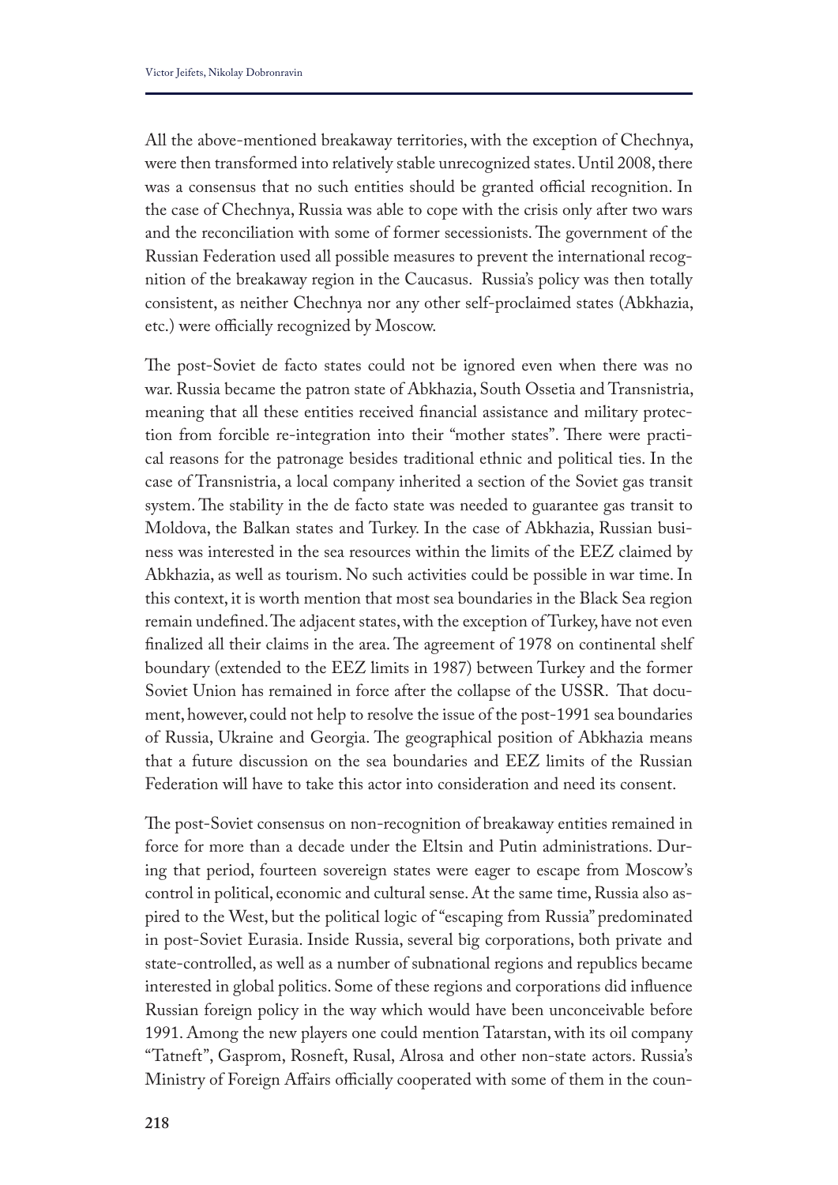All the above-mentioned breakaway territories, with the exception of Chechnya, were then transformed into relatively stable unrecognized states. Until 2008, there was a consensus that no such entities should be granted official recognition. In the case of Chechnya, Russia was able to cope with the crisis only after two wars and the reconciliation with some of former secessionists. The government of the Russian Federation used all possible measures to prevent the international recognition of the breakaway region in the Caucasus. Russia's policy was then totally consistent, as neither Chechnya nor any other self-proclaimed states (Abkhazia, etc.) were officially recognized by Moscow.

The post-Soviet de facto states could not be ignored even when there was no war. Russia became the patron state of Abkhazia, South Ossetia and Transnistria, meaning that all these entities received financial assistance and military protection from forcible re-integration into their "mother states". There were practical reasons for the patronage besides traditional ethnic and political ties. In the case of Transnistria, a local company inherited a section of the Soviet gas transit system. The stability in the de facto state was needed to guarantee gas transit to Moldova, the Balkan states and Turkey. In the case of Abkhazia, Russian business was interested in the sea resources within the limits of the EEZ claimed by Abkhazia, as well as tourism. No such activities could be possible in war time. In this context, it is worth mention that most sea boundaries in the Black Sea region remain undefined. The adjacent states, with the exception of Turkey, have not even finalized all their claims in the area. The agreement of 1978 on continental shelf boundary (extended to the EEZ limits in 1987) between Turkey and the former Soviet Union has remained in force after the collapse of the USSR. That document, however, could not help to resolve the issue of the post-1991 sea boundaries of Russia, Ukraine and Georgia. The geographical position of Abkhazia means that a future discussion on the sea boundaries and EEZ limits of the Russian Federation will have to take this actor into consideration and need its consent.

The post-Soviet consensus on non-recognition of breakaway entities remained in force for more than a decade under the Eltsin and Putin administrations. During that period, fourteen sovereign states were eager to escape from Moscow's control in political, economic and cultural sense. At the same time, Russia also aspired to the West, but the political logic of "escaping from Russia" predominated in post-Soviet Eurasia. Inside Russia, several big corporations, both private and state-controlled, as well as a number of subnational regions and republics became interested in global politics. Some of these regions and corporations did influence Russian foreign policy in the way which would have been unconceivable before 1991. Among the new players one could mention Tatarstan, with its oil company "Tatneft", Gasprom, Rosneft, Rusal, Alrosa and other non-state actors. Russia's Ministry of Foreign Affairs officially cooperated with some of them in the coun-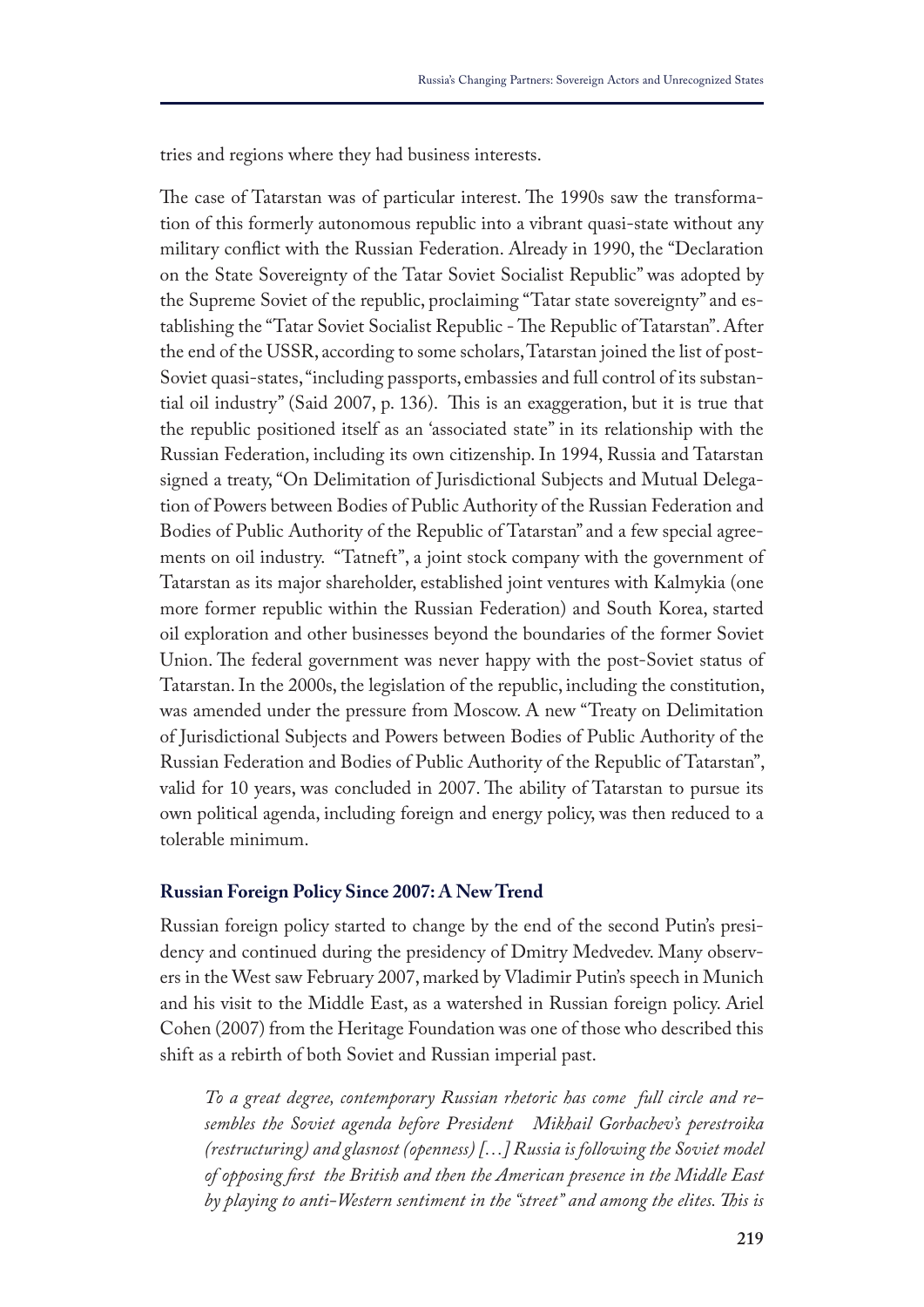tries and regions where they had business interests.

The case of Tatarstan was of particular interest. The 1990s saw the transformation of this formerly autonomous republic into a vibrant quasi-state without any military conflict with the Russian Federation. Already in 1990, the "Declaration on the State Sovereignty of the Tatar Soviet Socialist Republic" was adopted by the Supreme Soviet of the republic, proclaiming "Tatar state sovereignty" and establishing the "Tatar Soviet Socialist Republic - The Republic of Tatarstan". After the end of the USSR, according to some scholars, Tatarstan joined the list of post-Soviet quasi-states, "including passports, embassies and full control of its substantial oil industry" (Said 2007, p. 136). This is an exaggeration, but it is true that the republic positioned itself as an 'associated state" in its relationship with the Russian Federation, including its own citizenship. In 1994, Russia and Tatarstan signed a treaty, "On Delimitation of Jurisdictional Subjects and Mutual Delegation of Powers between Bodies of Public Authority of the Russian Federation and Bodies of Public Authority of the Republic of Tatarstan" and a few special agreements on oil industry. "Tatneft", a joint stock company with the government of Tatarstan as its major shareholder, established joint ventures with Kalmykia (one more former republic within the Russian Federation) and South Korea, started oil exploration and other businesses beyond the boundaries of the former Soviet Union. The federal government was never happy with the post-Soviet status of Tatarstan. In the 2000s, the legislation of the republic, including the constitution, was amended under the pressure from Moscow. A new "Treaty on Delimitation of Jurisdictional Subjects and Powers between Bodies of Public Authority of the Russian Federation and Bodies of Public Authority of the Republic of Tatarstan", valid for 10 years, was concluded in 2007. The ability of Tatarstan to pursue its own political agenda, including foreign and energy policy, was then reduced to a tolerable minimum.

### Russian Foreign Policy Since 2007: A New Trend

Russian foreign policy started to change by the end of the second Putin's presidency and continued during the presidency of Dmitry Medvedev. Many observers in the West saw February 2007, marked by Vladimir Putin's speech in Munich and his visit to the Middle East, as a watershed in Russian foreign policy. Ariel Cohen (2007) from the Heritage Foundation was one of those who described this shift as a rebirth of both Soviet and Russian imperial past.

> *To a great degree, contemporary Russian rhetoric has come full circle and resembles the Soviet agenda before President Mikhail Gorbachev's perestroika (restructuring) and glasnost (openness) […] Russia is following the Soviet model of opposing first the British and then the American presence in the Middle East by playing to anti-Western sentiment in the "street" and among the elites. This is*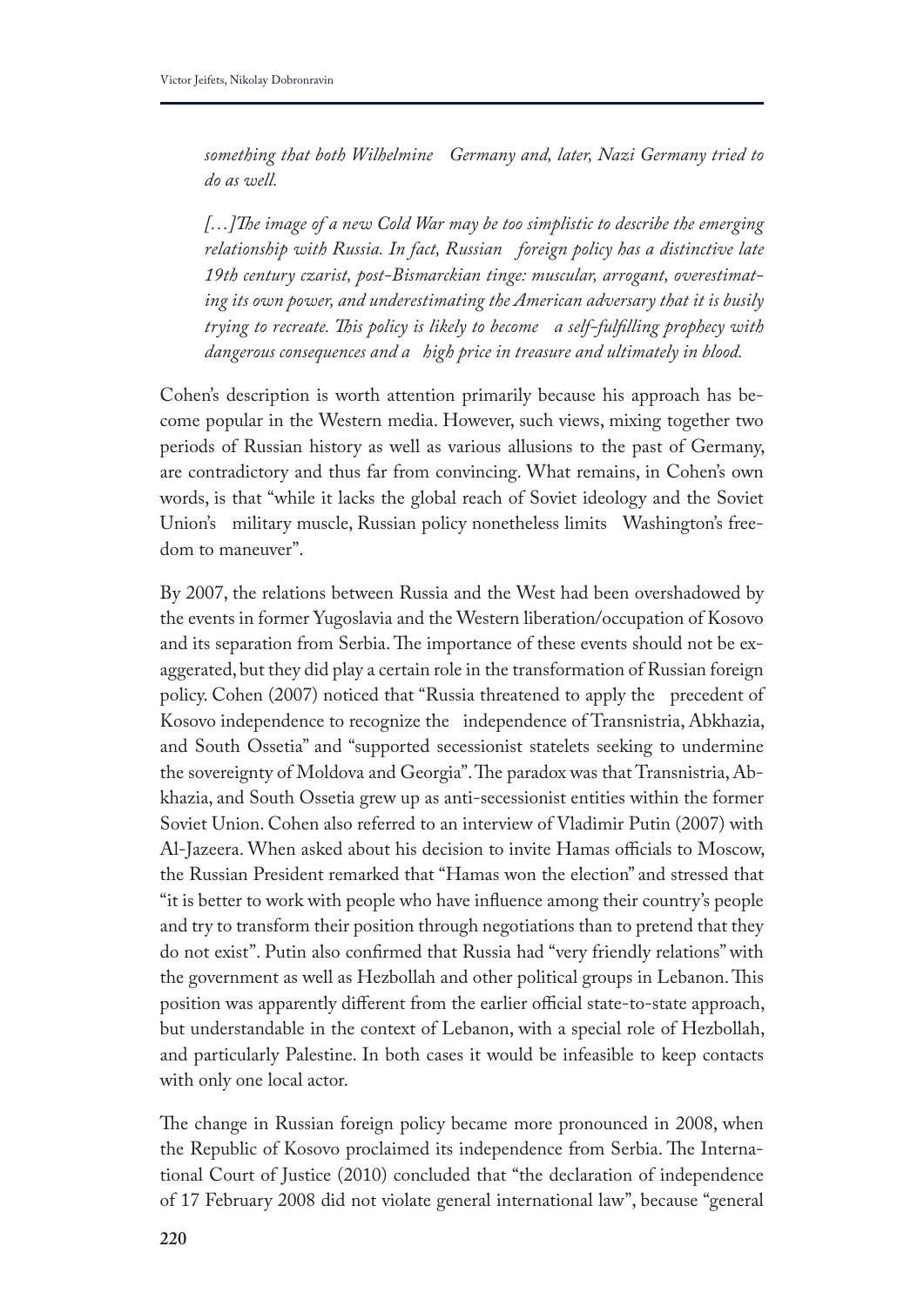*something that both Wilhelmine Germany and, later, Nazi Germany tried to do as well.*

*[…]The image of a new Cold War may be too simplistic to describe the emerging relationship with Russia. In fact, Russian foreign policy has a distinctive late 19th century czarist, post-Bismarckian tinge: muscular, arrogant, overestimating its own power, and underestimating the American adversary that it is busily trying to recreate. This policy is likely to become a self-fulfilling prophecy with dangerous consequences and a high price in treasure and ultimately in blood.*

Cohen's description is worth attention primarily because his approach has become popular in the Western media. However, such views, mixing together two periods of Russian history as well as various allusions to the past of Germany, are contradictory and thus far from convincing. What remains, in Cohen's own words, is that "while it lacks the global reach of Soviet ideology and the Soviet Union's military muscle, Russian policy nonetheless limits Washington's freedom to maneuver".

By 2007, the relations between Russia and the West had been overshadowed by the events in former Yugoslavia and the Western liberation/occupation of Kosovo and its separation from Serbia. The importance of these events should not be exaggerated, but they did play a certain role in the transformation of Russian foreign policy. Cohen (2007) noticed that "Russia threatened to apply the precedent of Kosovo independence to recognize the independence of Transnistria, Abkhazia, and South Ossetia" and "supported secessionist statelets seeking to undermine the sovereignty of Moldova and Georgia". The paradox was that Transnistria, Abkhazia, and South Ossetia grew up as anti-secessionist entities within the former Soviet Union. Cohen also referred to an interview of Vladimir Putin (2007) with Al-Jazeera. When asked about his decision to invite Hamas officials to Moscow, the Russian President remarked that "Hamas won the election" and stressed that "it is better to work with people who have influence among their country's people and try to transform their position through negotiations than to pretend that they do not exist". Putin also confirmed that Russia had "very friendly relations" with the government as well as Hezbollah and other political groups in Lebanon. This position was apparently different from the earlier official state-to-state approach, but understandable in the context of Lebanon, with a special role of Hezbollah, and particularly Palestine. In both cases it would be infeasible to keep contacts with only one local actor.

The change in Russian foreign policy became more pronounced in 2008, when the Republic of Kosovo proclaimed its independence from Serbia. The International Court of Justice (2010) concluded that "the declaration of independence of 17 February 2008 did not violate general international law", because "general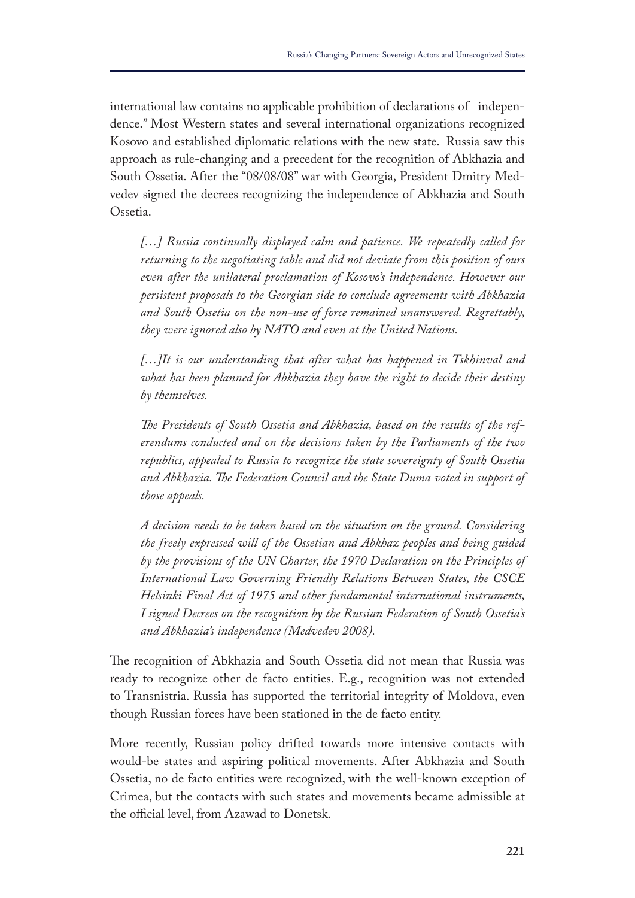international law contains no applicable prohibition of declarations of independence." Most Western states and several international organizations recognized Kosovo and established diplomatic relations with the new state. Russia saw this approach as rule-changing and a precedent for the recognition of Abkhazia and South Ossetia. After the "08/08/08" war with Georgia, President Dmitry Medvedev signed the decrees recognizing the independence of Abkhazia and South Ossetia.

> *[…] Russia continually displayed calm and patience. We repeatedly called for returning to the negotiating table and did not deviate from this position of ours even after the unilateral proclamation of Kosovo's independence. However our persistent proposals to the Georgian side to conclude agreements with Abkhazia and South Ossetia on the non-use of force remained unanswered. Regrettably, they were ignored also by NATO and even at the United Nations.*
>
> *[…]It is our understanding that after what has happened in Tskhinval and what has been planned for Abkhazia they have the right to decide their destiny by themselves.*
>
> *The Presidents of South Ossetia and Abkhazia, based on the results of the referendums conducted and on the decisions taken by the Parliaments of the two republics, appealed to Russia to recognize the state sovereignty of South Ossetia and Abkhazia. The Federation Council and the State Duma voted in support of those appeals.*
>
> *A decision needs to be taken based on the situation on the ground. Considering the freely expressed will of the Ossetian and Abkhaz peoples and being guided by the provisions of the UN Charter, the 1970 Declaration on the Principles of International Law Governing Friendly Relations Between States, the CSCE Helsinki Final Act of 1975 and other fundamental international instruments, I signed Decrees on the recognition by the Russian Federation of South Ossetia's and Abkhazia's independence (Medvedev 2008).*

The recognition of Abkhazia and South Ossetia did not mean that Russia was ready to recognize other de facto entities. E.g., recognition was not extended to Transnistria. Russia has supported the territorial integrity of Moldova, even though Russian forces have been stationed in the de facto entity.

More recently, Russian policy drifted towards more intensive contacts with would-be states and aspiring political movements. After Abkhazia and South Ossetia, no de facto entities were recognized, with the well-known exception of Crimea, but the contacts with such states and movements became admissible at the official level, from Azawad to Donetsk.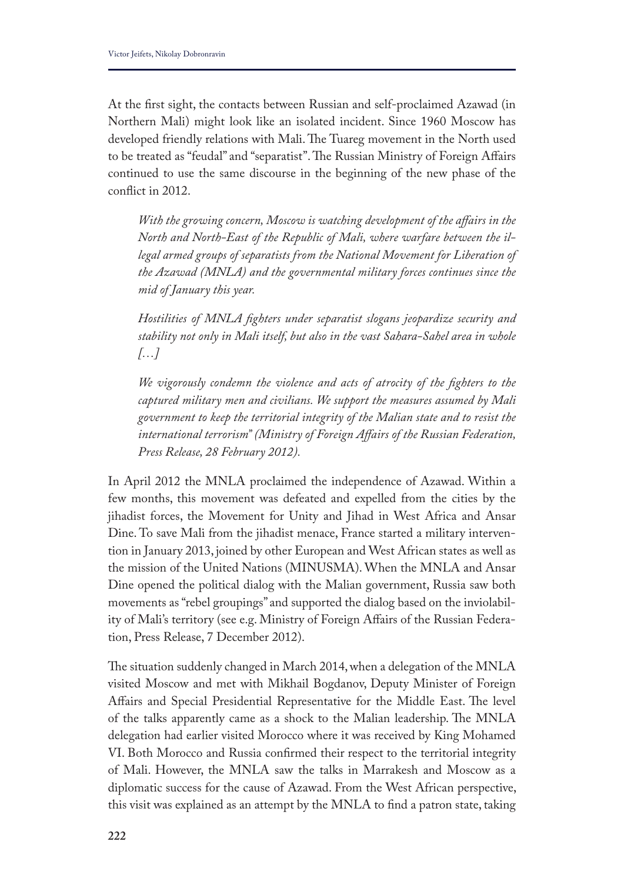At the first sight, the contacts between Russian and self-proclaimed Azawad (in Northern Mali) might look like an isolated incident. Since 1960 Moscow has developed friendly relations with Mali. The Tuareg movement in the North used to be treated as "feudal" and "separatist". The Russian Ministry of Foreign Affairs continued to use the same discourse in the beginning of the new phase of the conflict in 2012.

> *With the growing concern, Moscow is watching development of the affairs in the North and North-East of the Republic of Mali, where warfare between the illegal armed groups of separatists from the National Movement for Liberation of the Azawad (MNLA) and the governmental military forces continues since the mid of January this year.*
>
> *Hostilities of MNLA fighters under separatist slogans jeopardize security and stability not only in Mali itself, but also in the vast Sahara-Sahel area in whole […]*
>
> *We vigorously condemn the violence and acts of atrocity of the fighters to the captured military men and civilians. We support the measures assumed by Mali government to keep the territorial integrity of the Malian state and to resist the international terrorism" (Ministry of Foreign Affairs of the Russian Federation, Press Release, 28 February 2012).*

In April 2012 the MNLA proclaimed the independence of Azawad. Within a few months, this movement was defeated and expelled from the cities by the jihadist forces, the Movement for Unity and Jihad in West Africa and Ansar Dine. To save Mali from the jihadist menace, France started a military intervention in January 2013, joined by other European and West African states as well as the mission of the United Nations (MINUSMA). When the MNLA and Ansar Dine opened the political dialog with the Malian government, Russia saw both movements as "rebel groupings" and supported the dialog based on the inviolability of Mali's territory (see e.g. Ministry of Foreign Affairs of the Russian Federation, Press Release, 7 December 2012).

The situation suddenly changed in March 2014, when a delegation of the MNLA visited Moscow and met with Mikhail Bogdanov, Deputy Minister of Foreign Affairs and Special Presidential Representative for the Middle East. The level of the talks apparently came as a shock to the Malian leadership. The MNLA delegation had earlier visited Morocco where it was received by King Mohamed VI. Both Morocco and Russia confirmed their respect to the territorial integrity of Mali. However, the MNLA saw the talks in Marrakesh and Moscow as a diplomatic success for the cause of Azawad. From the West African perspective, this visit was explained as an attempt by the MNLA to find a patron state, taking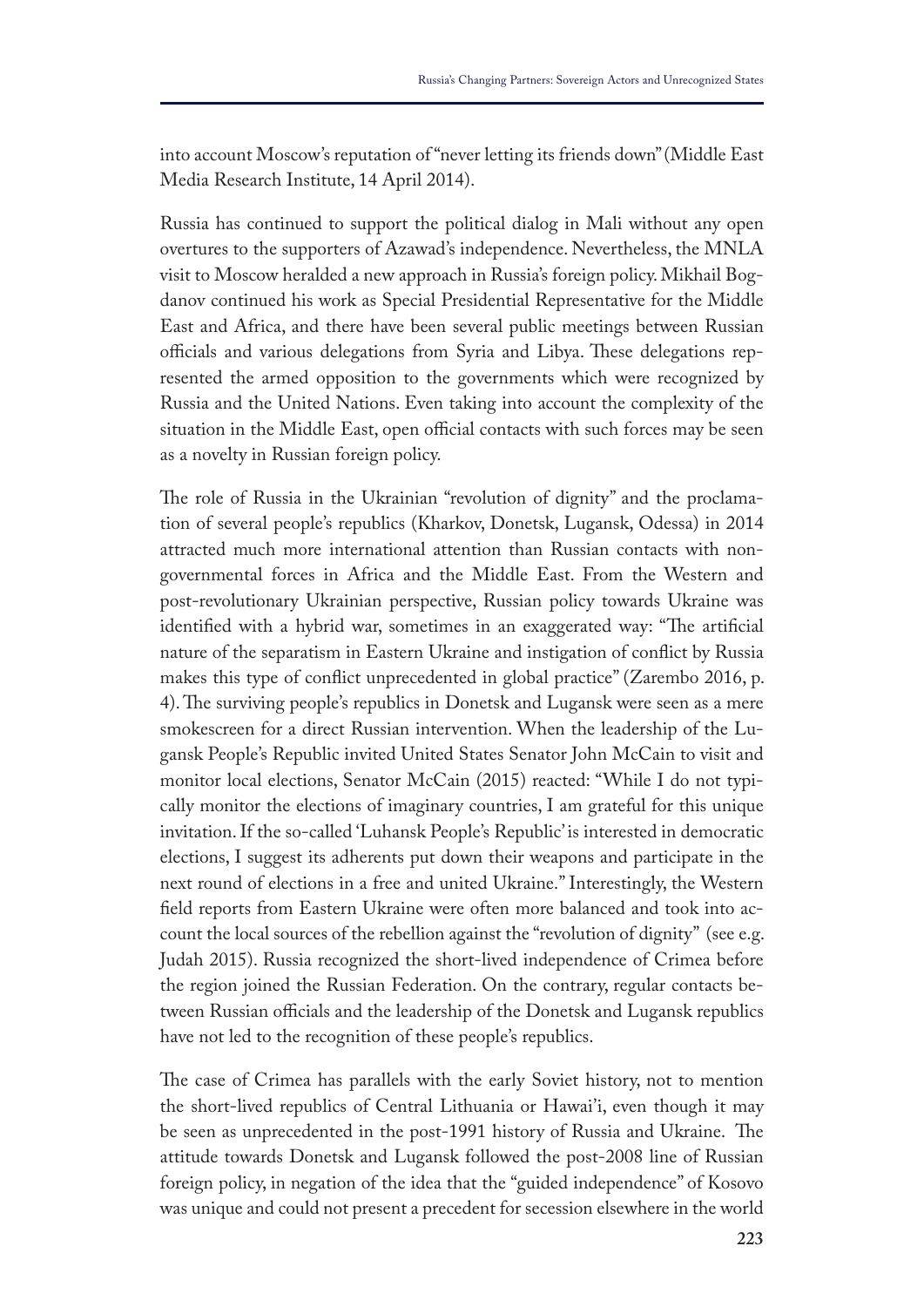into account Moscow's reputation of "never letting its friends down" (Middle East Media Research Institute, 14 April 2014).

Russia has continued to support the political dialog in Mali without any open overtures to the supporters of Azawad's independence. Nevertheless, the MNLA visit to Moscow heralded a new approach in Russia's foreign policy. Mikhail Bogdanov continued his work as Special Presidential Representative for the Middle East and Africa, and there have been several public meetings between Russian officials and various delegations from Syria and Libya. These delegations represented the armed opposition to the governments which were recognized by Russia and the United Nations. Even taking into account the complexity of the situation in the Middle East, open official contacts with such forces may be seen as a novelty in Russian foreign policy.

The role of Russia in the Ukrainian "revolution of dignity" and the proclamation of several people's republics (Kharkov, Donetsk, Lugansk, Odessa) in 2014 attracted much more international attention than Russian contacts with non-governmental forces in Africa and the Middle East. From the Western and post-revolutionary Ukrainian perspective, Russian policy towards Ukraine was identified with a hybrid war, sometimes in an exaggerated way: "The artificial nature of the separatism in Eastern Ukraine and instigation of conflict by Russia makes this type of conflict unprecedented in global practice" (Zarembo 2016, p. 4). The surviving people's republics in Donetsk and Lugansk were seen as a mere smokescreen for a direct Russian intervention. When the leadership of the Lugansk People's Republic invited United States Senator John McCain to visit and monitor local elections, Senator McCain (2015) reacted: "While I do not typically monitor the elections of imaginary countries, I am grateful for this unique invitation. If the so-called 'Luhansk People's Republic' is interested in democratic elections, I suggest its adherents put down their weapons and participate in the next round of elections in a free and united Ukraine." Interestingly, the Western field reports from Eastern Ukraine were often more balanced and took into account the local sources of the rebellion against the "revolution of dignity" (see e.g. Judah 2015). Russia recognized the short-lived independence of Crimea before the region joined the Russian Federation. On the contrary, regular contacts between Russian officials and the leadership of the Donetsk and Lugansk republics have not led to the recognition of these people's republics.

The case of Crimea has parallels with the early Soviet history, not to mention the short-lived republics of Central Lithuania or Hawai'i, even though it may be seen as unprecedented in the post-1991 history of Russia and Ukraine. The attitude towards Donetsk and Lugansk followed the post-2008 line of Russian foreign policy, in negation of the idea that the "guided independence" of Kosovo was unique and could not present a precedent for secession elsewhere in the world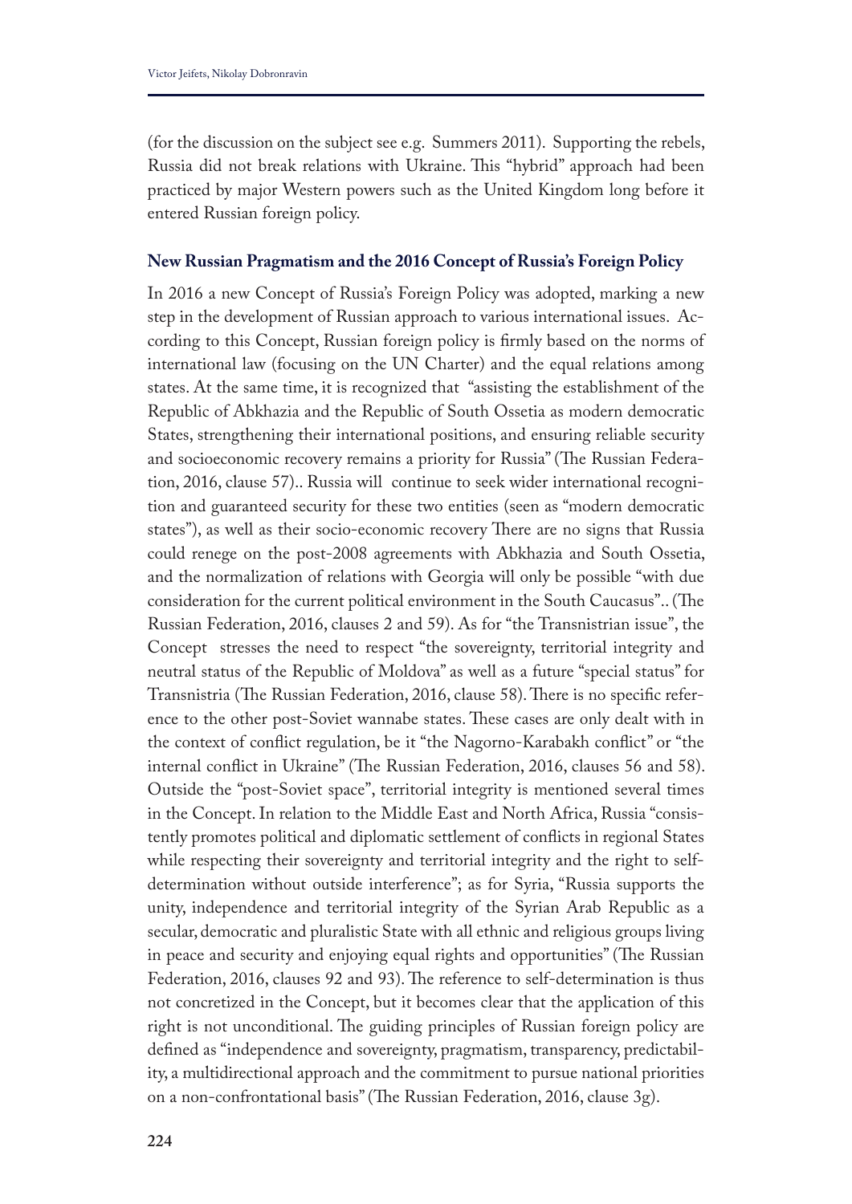(for the discussion on the subject see e.g. Summers 2011). Supporting the rebels, Russia did not break relations with Ukraine. This "hybrid" approach had been practiced by major Western powers such as the United Kingdom long before it entered Russian foreign policy.

## New Russian Pragmatism and the 2016 Concept of Russia's Foreign Policy

In 2016 a new Concept of Russia's Foreign Policy was adopted, marking a new step in the development of Russian approach to various international issues. According to this Concept, Russian foreign policy is firmly based on the norms of international law (focusing on the UN Charter) and the equal relations among states. At the same time, it is recognized that "assisting the establishment of the Republic of Abkhazia and the Republic of South Ossetia as modern democratic States, strengthening their international positions, and ensuring reliable security and socioeconomic recovery remains a priority for Russia" (The Russian Federation, 2016, clause 57).. Russia will continue to seek wider international recognition and guaranteed security for these two entities (seen as "modern democratic states"), as well as their socio-economic recovery There are no signs that Russia could renege on the post-2008 agreements with Abkhazia and South Ossetia, and the normalization of relations with Georgia will only be possible "with due consideration for the current political environment in the South Caucasus".. (The Russian Federation, 2016, clauses 2 and 59). As for "the Transnistrian issue", the Concept stresses the need to respect "the sovereignty, territorial integrity and neutral status of the Republic of Moldova" as well as a future "special status" for Transnistria (The Russian Federation, 2016, clause 58). There is no specific reference to the other post-Soviet wannabe states. These cases are only dealt with in the context of conflict regulation, be it "the Nagorno-Karabakh conflict" or "the internal conflict in Ukraine" (The Russian Federation, 2016, clauses 56 and 58). Outside the "post-Soviet space", territorial integrity is mentioned several times in the Concept. In relation to the Middle East and North Africa, Russia "consistently promotes political and diplomatic settlement of conflicts in regional States while respecting their sovereignty and territorial integrity and the right to self-determination without outside interference"; as for Syria, "Russia supports the unity, independence and territorial integrity of the Syrian Arab Republic as a secular, democratic and pluralistic State with all ethnic and religious groups living in peace and security and enjoying equal rights and opportunities" (The Russian Federation, 2016, clauses 92 and 93). The reference to self-determination is thus not concretized in the Concept, but it becomes clear that the application of this right is not unconditional. The guiding principles of Russian foreign policy are defined as "independence and sovereignty, pragmatism, transparency, predictability, a multidirectional approach and the commitment to pursue national priorities on a non-confrontational basis" (The Russian Federation, 2016, clause 3g).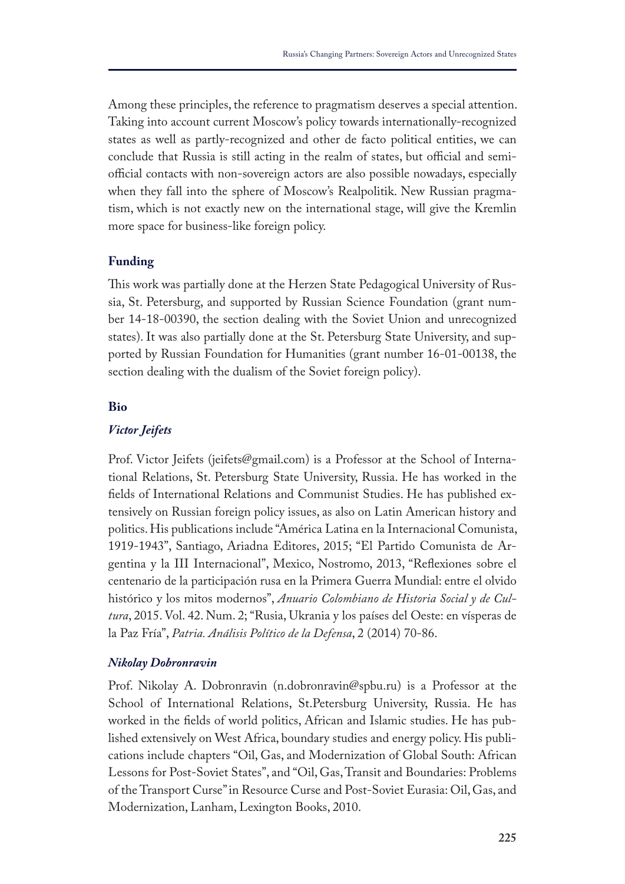Among these principles, the reference to pragmatism deserves a special attention. Taking into account current Moscow's policy towards internationally-recognized states as well as partly-recognized and other de facto political entities, we can conclude that Russia is still acting in the realm of states, but official and semi-official contacts with non-sovereign actors are also possible nowadays, especially when they fall into the sphere of Moscow's Realpolitik. New Russian pragmatism, which is not exactly new on the international stage, will give the Kremlin more space for business-like foreign policy.

## Funding

This work was partially done at the Herzen State Pedagogical University of Russia, St. Petersburg, and supported by Russian Science Foundation (grant number 14-18-00390, the section dealing with the Soviet Union and unrecognized states). It was also partially done at the St. Petersburg State University, and supported by Russian Foundation for Humanities (grant number 16-01-00138, the section dealing with the dualism of the Soviet foreign policy).

## Bio

### *Victor Jeifets*

Prof. Victor Jeifets (jeifets@gmail.com) is a Professor at the School of International Relations, St. Petersburg State University, Russia. He has worked in the fields of International Relations and Communist Studies. He has published extensively on Russian foreign policy issues, as also on Latin American history and politics. His publications include "América Latina en la Internacional Comunista, 1919-1943", Santiago, Ariadna Editores, 2015; "El Partido Comunista de Argentina y la III Internacional", Mexico, Nostromo, 2013, "Reflexiones sobre el centenario de la participación rusa en la Primera Guerra Mundial: entre el olvido histórico y los mitos modernos", *Anuario Colombiano de Historia Social y de Cultura*, 2015. Vol. 42. Num. 2; "Rusia, Ukrania y los países del Oeste: en vísperas de la Paz Fría", *Patria. Análisis Político de la Defensa*, 2 (2014) 70-86.

### *Nikolay Dobronravin*

Prof. Nikolay A. Dobronravin (n.dobronravin@spbu.ru) is a Professor at the School of International Relations, St.Petersburg University, Russia. He has worked in the fields of world politics, African and Islamic studies. He has published extensively on West Africa, boundary studies and energy policy. His publications include chapters "Oil, Gas, and Modernization of Global South: African Lessons for Post-Soviet States", and "Oil, Gas, Transit and Boundaries: Problems of the Transport Curse" in Resource Curse and Post-Soviet Eurasia: Oil, Gas, and Modernization, Lanham, Lexington Books, 2010.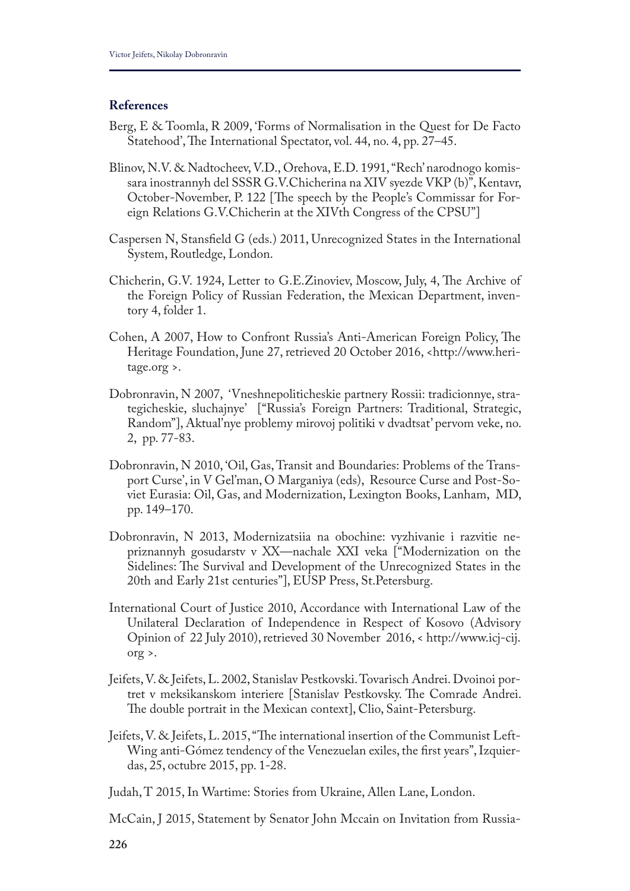**References**

Berg, E & Toomla, R 2009, 'Forms of Normalisation in the Quest for De Facto Statehood', The International Spectator, vol. 44, no. 4, pp. 27–45.

Blinov, N.V. & Nadtocheev, V.D., Orehova, E.D. 1991, "Rech' narodnogo komissara inostrannyh del SSSR G.V.Chicherina na XIV syezde VKP (b)", Kentavr, October-November, P. 122 [The speech by the People's Commissar for Foreign Relations G.V.Chicherin at the XIVth Congress of the CPSU"]

Caspersen N, Stansfield G (eds.) 2011, Unrecognized States in the International System, Routledge, London.

Chicherin, G.V. 1924, Letter to G.E.Zinoviev, Moscow, July, 4, The Archive of the Foreign Policy of Russian Federation, the Mexican Department, inventory 4, folder 1.

Cohen, A 2007, How to Confront Russia's Anti-American Foreign Policy, The Heritage Foundation, June 27, retrieved 20 October 2016, <http://www.heritage.org >.

Dobronravin, N 2007, 'Vneshnepoliticheskie partnery Rossii: tradicionnye, strategicheskie, sluchajnye' ["Russia's Foreign Partners: Traditional, Strategic, Random"], Aktual'nye problemy mirovoj politiki v dvadtsat' pervom veke, no. 2, pp. 77-83.

Dobronravin, N 2010, 'Oil, Gas, Transit and Boundaries: Problems of the Transport Curse', in V Gel'man, O Marganiya (eds), Resource Curse and Post-Soviet Eurasia: Oil, Gas, and Modernization, Lexington Books, Lanham, MD, pp. 149–170.

Dobronravin, N 2013, Modernizatsiia na obochine: vyzhivanie i razvitie nepriznannyh gosudarstv v XX—nachale XXI veka ["Modernization on the Sidelines: The Survival and Development of the Unrecognized States in the 20th and Early 21st centuries"], EUSP Press, St.Petersburg.

International Court of Justice 2010, Accordance with International Law of the Unilateral Declaration of Independence in Respect of Kosovo (Advisory Opinion of 22 July 2010), retrieved 30 November 2016, < http://www.icj-cij.org >.

Jeifets, V. & Jeifets, L. 2002, Stanislav Pestkovski. Tovarisch Andrei. Dvoinoi portret v meksikanskom interiere [Stanislav Pestkovsky. The Comrade Andrei. The double portrait in the Mexican context], Clio, Saint-Petersburg.

Jeifets, V. & Jeifets, L. 2015, "The international insertion of the Communist Left-Wing anti-Gómez tendency of the Venezuelan exiles, the first years", Izquierdas, 25, octubre 2015, pp. 1-28.

Judah, T 2015, In Wartime: Stories from Ukraine, Allen Lane, London.

McCain, J 2015, Statement by Senator John Mccain on Invitation from Russia-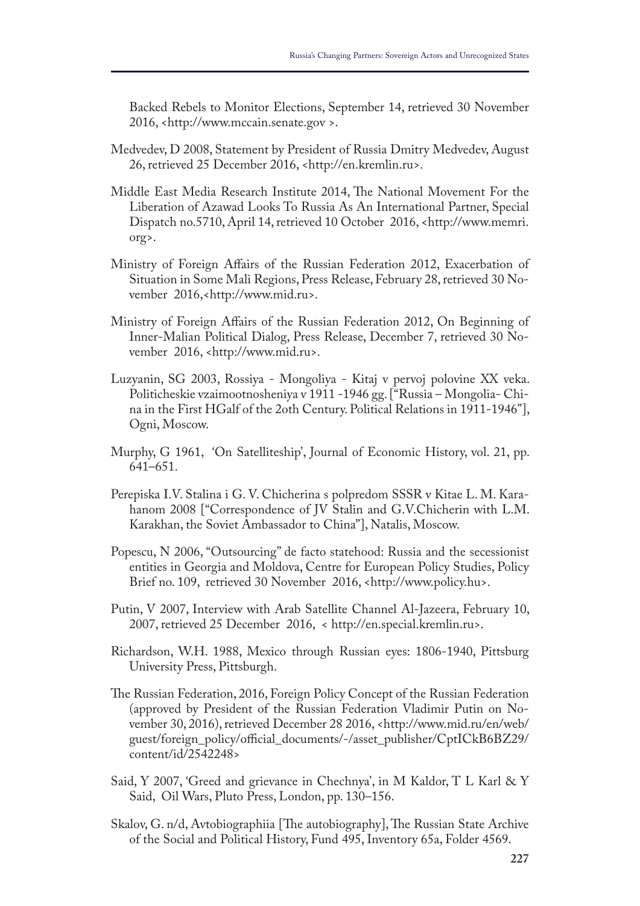Backed Rebels to Monitor Elections, September 14, retrieved 30 November 2016, <http://www.mccain.senate.gov >.

Medvedev, D 2008, Statement by President of Russia Dmitry Medvedev, August 26, retrieved 25 December 2016, <http://en.kremlin.ru>.

Middle East Media Research Institute 2014, The National Movement For the Liberation of Azawad Looks To Russia As An International Partner, Special Dispatch no.5710, April 14, retrieved 10 October 2016, <http://www.memri.org>.

Ministry of Foreign Affairs of the Russian Federation 2012, Exacerbation of Situation in Some Mali Regions, Press Release, February 28, retrieved 30 November 2016,<http://www.mid.ru>.

Ministry of Foreign Affairs of the Russian Federation 2012, On Beginning of Inner-Malian Political Dialog, Press Release, December 7, retrieved 30 November 2016, <http://www.mid.ru>.

Luzyanin, SG 2003, Rossiya - Mongoliya - Kitaj v pervoj polovine XX veka. Politicheskie vzaimootnosheniya v 1911 -1946 gg. ["Russia – Mongolia- China in the First HGalf of the 2oth Century. Political Relations in 1911-1946"], Ogni, Moscow.

Murphy, G 1961, 'On Satelliteship', Journal of Economic History, vol. 21, pp. 641–651.

Perepiska I.V. Stalina i G. V. Chicherina s polpredom SSSR v Kitae L. M. Karahanom 2008 ["Correspondence of JV Stalin and G.V.Chicherin with L.M. Karakhan, the Soviet Ambassador to China"], Natalis, Moscow.

Popescu, N 2006, "Outsourcing" de facto statehood: Russia and the secessionist entities in Georgia and Moldova, Centre for European Policy Studies, Policy Brief no. 109, retrieved 30 November 2016, <http://www.policy.hu>.

Putin, V 2007, Interview with Arab Satellite Channel Al-Jazeera, February 10, 2007, retrieved 25 December 2016, < http://en.special.kremlin.ru>.

Richardson, W.H. 1988, Mexico through Russian eyes: 1806-1940, Pittsburg University Press, Pittsburgh.

The Russian Federation, 2016, Foreign Policy Concept of the Russian Federation (approved by President of the Russian Federation Vladimir Putin on November 30, 2016), retrieved December 28 2016, <http://www.mid.ru/en/web/guest/foreign_policy/official_documents/-/asset_publisher/CptICkB6BZ29/content/id/2542248>

Said, Y 2007, 'Greed and grievance in Chechnya', in M Kaldor, T L Karl & Y Said, Oil Wars, Pluto Press, London, pp. 130–156.

Skalov, G. n/d, Avtobiographiia [The autobiography], The Russian State Archive of the Social and Political History, Fund 495, Inventory 65a, Folder 4569.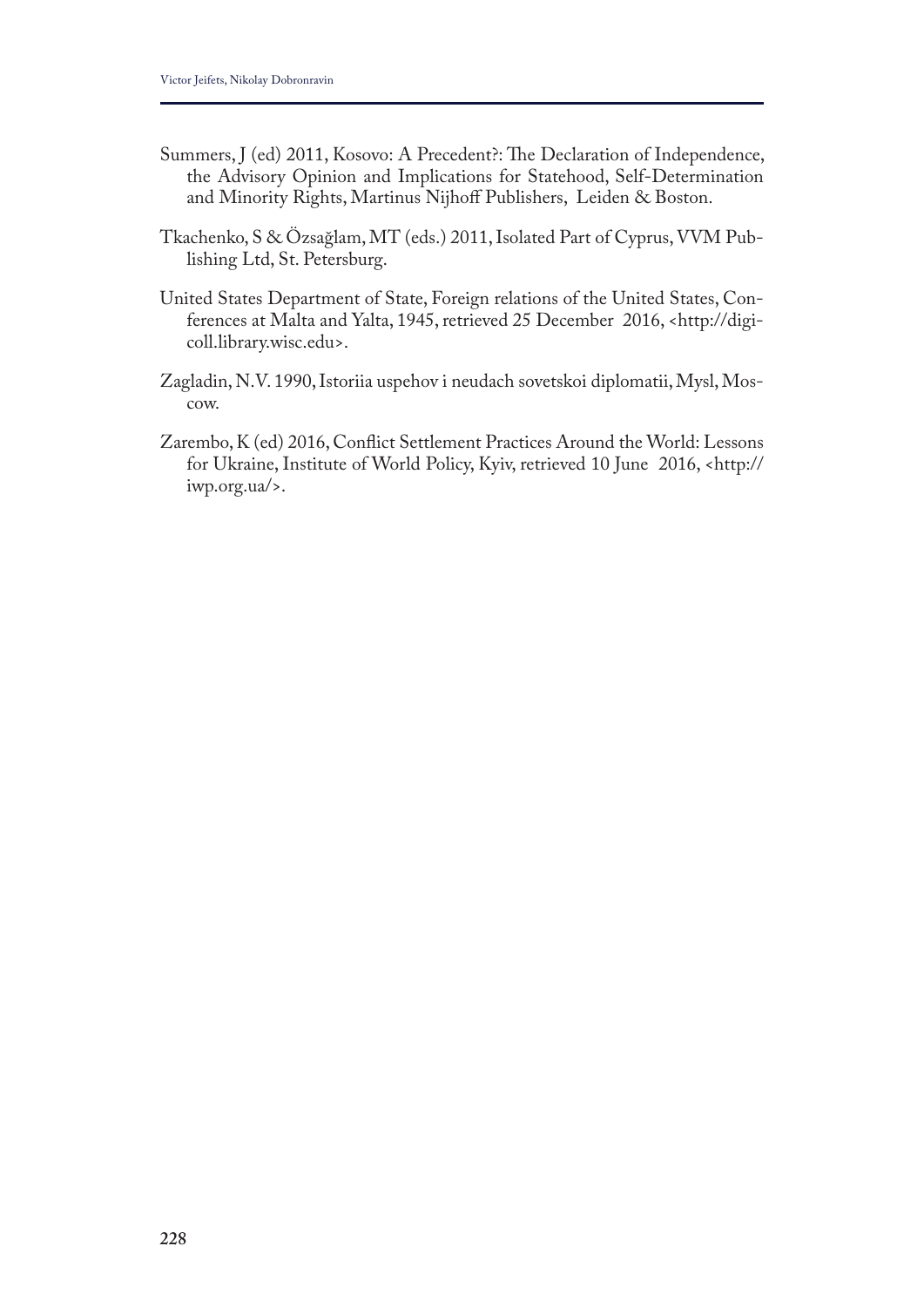Summers, J (ed) 2011, Kosovo: A Precedent?: The Declaration of Independence, the Advisory Opinion and Implications for Statehood, Self-Determination and Minority Rights, Martinus Nijhoff Publishers, Leiden & Boston.

Tkachenko, S & Özsağlam, MT (eds.) 2011, Isolated Part of Cyprus, VVM Publishing Ltd, St. Petersburg.

United States Department of State, Foreign relations of the United States, Conferences at Malta and Yalta, 1945, retrieved 25 December 2016, <http://digicoll.library.wisc.edu>.

Zagladin, N.V. 1990, Istoriia uspehov i neudach sovetskoi diplomatii, Mysl, Moscow.

Zarembo, K (ed) 2016, Conflict Settlement Practices Around the World: Lessons for Ukraine, Institute of World Policy, Kyiv, retrieved 10 June 2016, <http://iwp.org.ua/>.